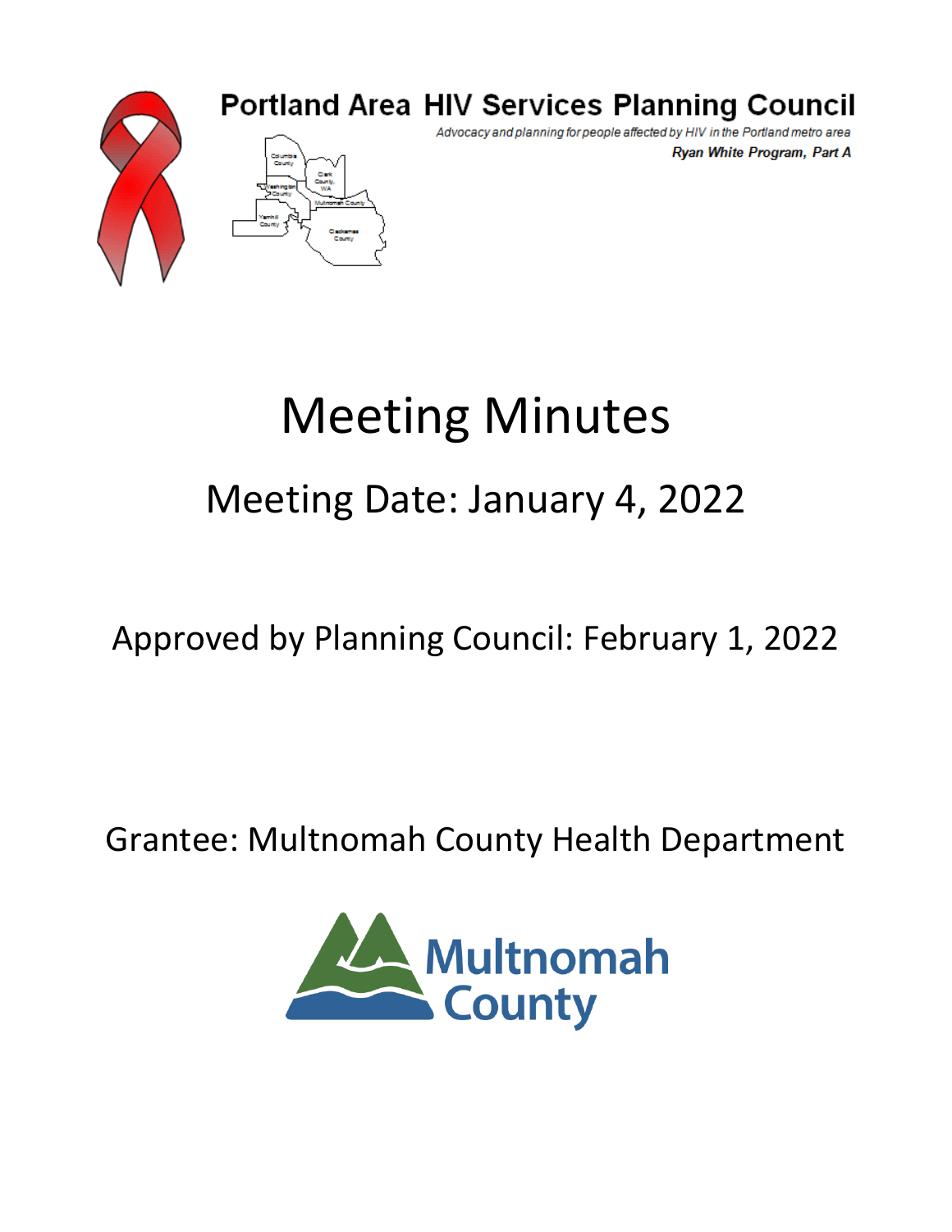# Portland Area HIV Services Planning Council

*Advocacy and planning for people affected by HIV in the Portland metro area*

***Ryan White Program, Part A***

# Meeting Minutes

## Meeting Date: January 4, 2022

Approved by Planning Council: February 1, 2022

Grantee: Multnomah County Health Department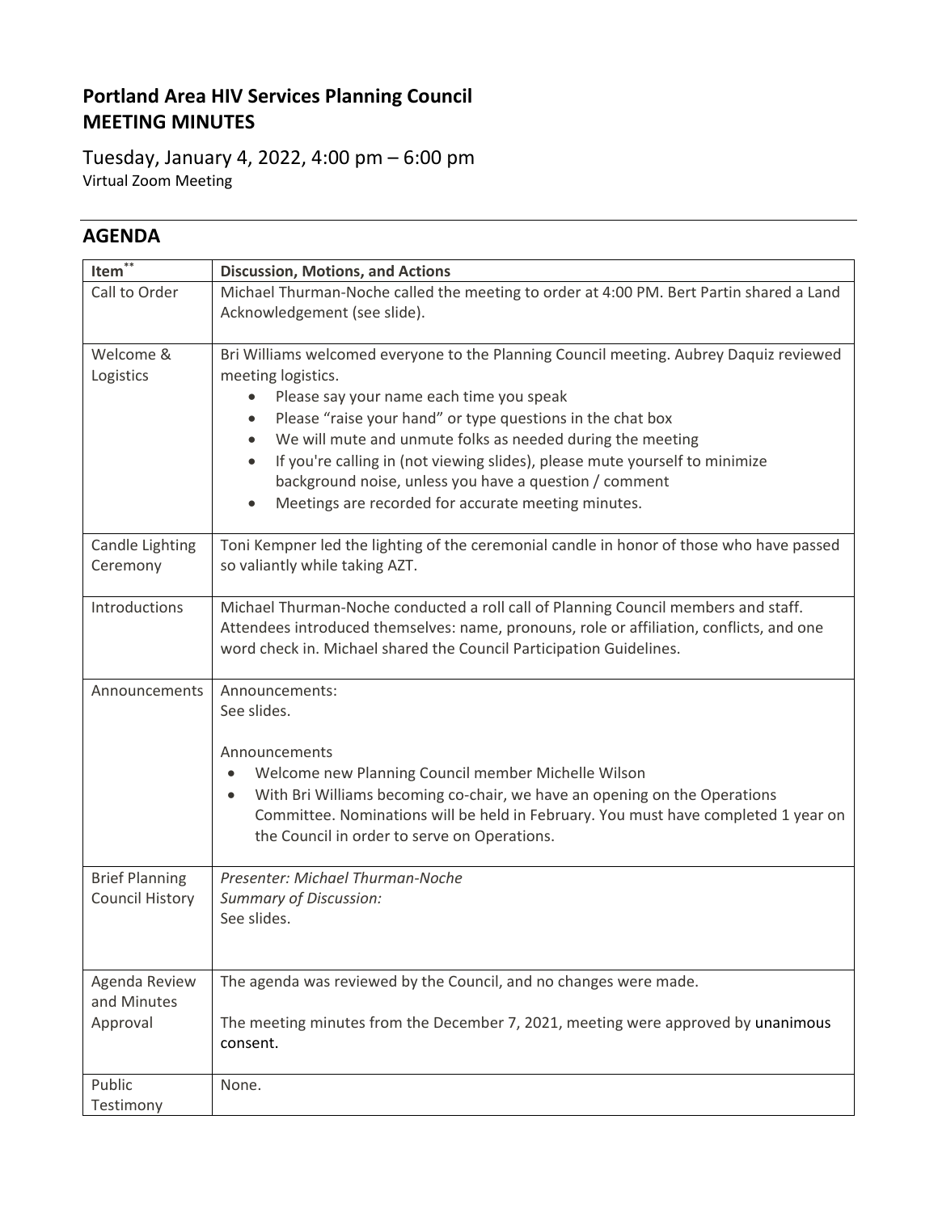# Portland Area HIV Services Planning Council
# MEETING MINUTES

Tuesday, January 4, 2022, 4:00 pm – 6:00 pm
Virtual Zoom Meeting

## AGENDA

| Item** | Discussion, Motions, and Actions |
| --- | --- |
| Call to Order | Michael Thurman-Noche called the meeting to order at 4:00 PM. Bert Partin shared a Land Acknowledgement (see slide). |
| Welcome & Logistics | Bri Williams welcomed everyone to the Planning Council meeting. Aubrey Daquiz reviewed meeting logistics.<br>• Please say your name each time you speak<br>• Please "raise your hand" or type questions in the chat box<br>• We will mute and unmute folks as needed during the meeting<br>• If you're calling in (not viewing slides), please mute yourself to minimize background noise, unless you have a question / comment<br>• Meetings are recorded for accurate meeting minutes. |
| Candle Lighting Ceremony | Toni Kempner led the lighting of the ceremonial candle in honor of those who have passed so valiantly while taking AZT. |
| Introductions | Michael Thurman-Noche conducted a roll call of Planning Council members and staff. Attendees introduced themselves: name, pronouns, role or affiliation, conflicts, and one word check in. Michael shared the Council Participation Guidelines. |
| Announcements | Announcements:<br>See slides.<br><br>Announcements<br>• Welcome new Planning Council member Michelle Wilson<br>• With Bri Williams becoming co-chair, we have an opening on the Operations Committee. Nominations will be held in February. You must have completed 1 year on the Council in order to serve on Operations. |
| Brief Planning Council History | *Presenter: Michael Thurman-Noche*<br>*Summary of Discussion:*<br>See slides. |
| Agenda Review and Minutes Approval | The agenda was reviewed by the Council, and no changes were made.<br><br>The meeting minutes from the December 7, 2021, meeting were approved by unanimous consent. |
| Public Testimony | None. |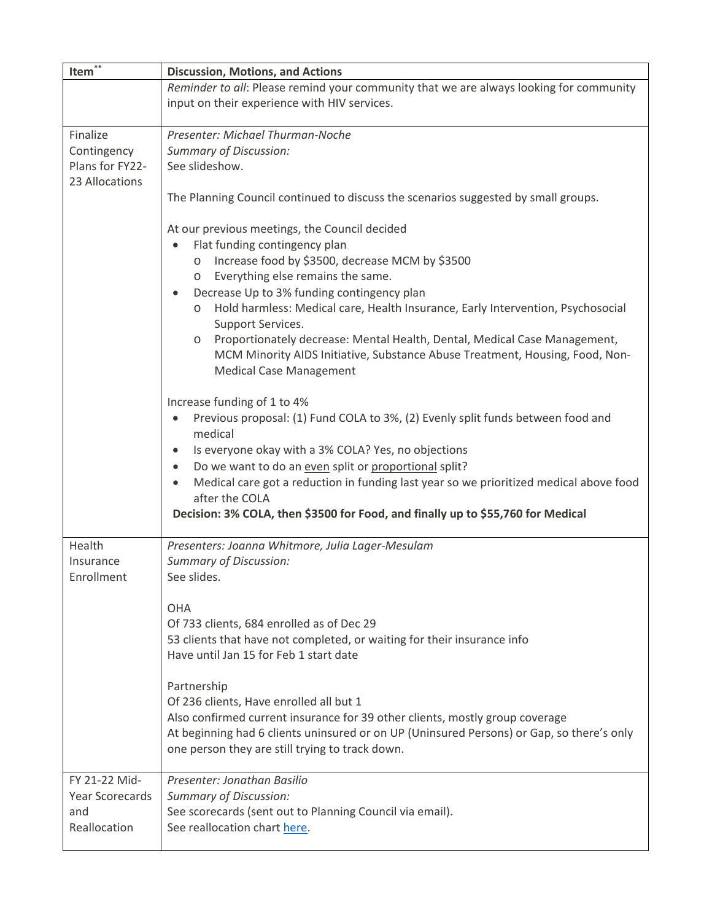| Item** | Discussion, Motions, and Actions |
|---|---|
| | *Reminder to all*: Please remind your community that we are always looking for community input on their experience with HIV services. |
| Finalize Contingency Plans for FY22-23 Allocations | *Presenter: Michael Thurman-Noche*<br>*Summary of Discussion:*<br>See slideshow.<br><br>The Planning Council continued to discuss the scenarios suggested by small groups.<br><br>At our previous meetings, the Council decided<br>• Flat funding contingency plan<br>&nbsp;&nbsp;&nbsp;&nbsp;o Increase food by $3500, decrease MCM by $3500<br>&nbsp;&nbsp;&nbsp;&nbsp;o Everything else remains the same.<br>• Decrease Up to 3% funding contingency plan<br>&nbsp;&nbsp;&nbsp;&nbsp;o Hold harmless: Medical care, Health Insurance, Early Intervention, Psychosocial Support Services.<br>&nbsp;&nbsp;&nbsp;&nbsp;o Proportionately decrease: Mental Health, Dental, Medical Case Management, MCM Minority AIDS Initiative, Substance Abuse Treatment, Housing, Food, Non-Medical Case Management<br><br>Increase funding of 1 to 4%<br>• Previous proposal: (1) Fund COLA to 3%, (2) Evenly split funds between food and medical<br>• Is everyone okay with a 3% COLA? Yes, no objections<br>• Do we want to do an <u>even</u> split or <u>proportional</u> split?<br>• Medical care got a reduction in funding last year so we prioritized medical above food after the COLA<br>**Decision: 3% COLA, then $3500 for Food, and finally up to $55,760 for Medical** |
| Health Insurance Enrollment | *Presenters: Joanna Whitmore, Julia Lager-Mesulam*<br>*Summary of Discussion:*<br>See slides.<br><br>OHA<br>Of 733 clients, 684 enrolled as of Dec 29<br>53 clients that have not completed, or waiting for their insurance info<br>Have until Jan 15 for Feb 1 start date<br><br>Partnership<br>Of 236 clients, Have enrolled all but 1<br>Also confirmed current insurance for 39 other clients, mostly group coverage<br>At beginning had 6 clients uninsured or on UP (Uninsured Persons) or Gap, so there's only one person they are still trying to track down. |
| FY 21-22 Mid-Year Scorecards and Reallocation | *Presenter: Jonathan Basilio*<br>*Summary of Discussion:*<br>See scorecards (sent out to Planning Council via email).<br>See reallocation chart here. |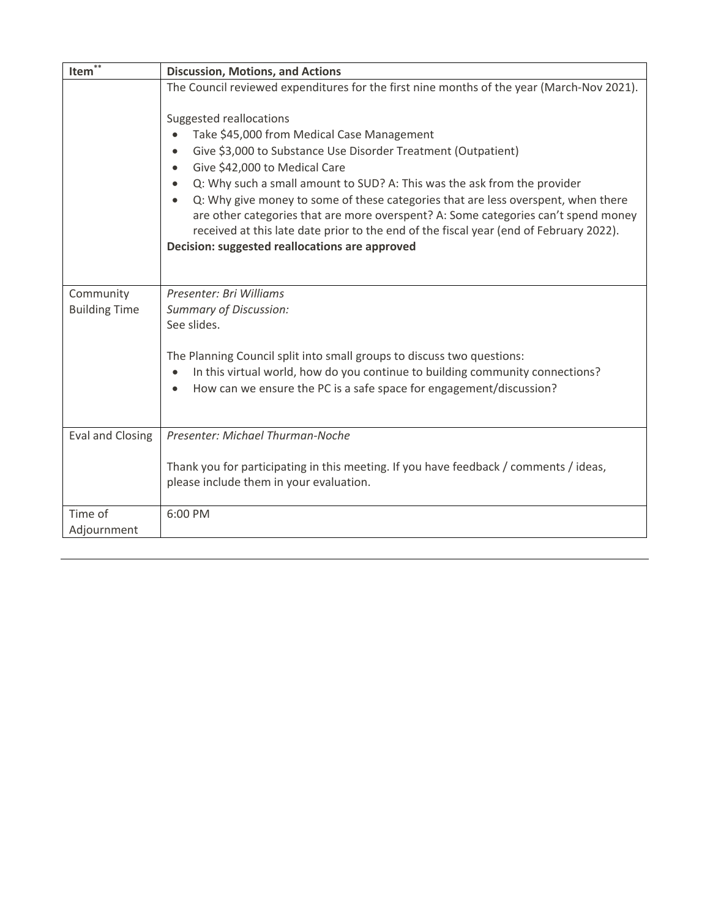| Item** | Discussion, Motions, and Actions |
| --- | --- |
| | The Council reviewed expenditures for the first nine months of the year (March-Nov 2021).<br><br>Suggested reallocations<br>• Take $45,000 from Medical Case Management<br>• Give $3,000 to Substance Use Disorder Treatment (Outpatient)<br>• Give $42,000 to Medical Care<br>• Q: Why such a small amount to SUD? A: This was the ask from the provider<br>• Q: Why give money to some of these categories that are less overspent, when there are other categories that are more overspent? A: Some categories can't spend money received at this late date prior to the end of the fiscal year (end of February 2022).<br>**Decision: suggested reallocations are approved** |
| Community Building Time | *Presenter: Bri Williams*<br>*Summary of Discussion:*<br>See slides.<br><br>The Planning Council split into small groups to discuss two questions:<br>• In this virtual world, how do you continue to building community connections?<br>• How can we ensure the PC is a safe space for engagement/discussion? |
| Eval and Closing | *Presenter: Michael Thurman-Noche*<br><br>Thank you for participating in this meeting. If you have feedback / comments / ideas, please include them in your evaluation. |
| Time of Adjournment | 6:00 PM |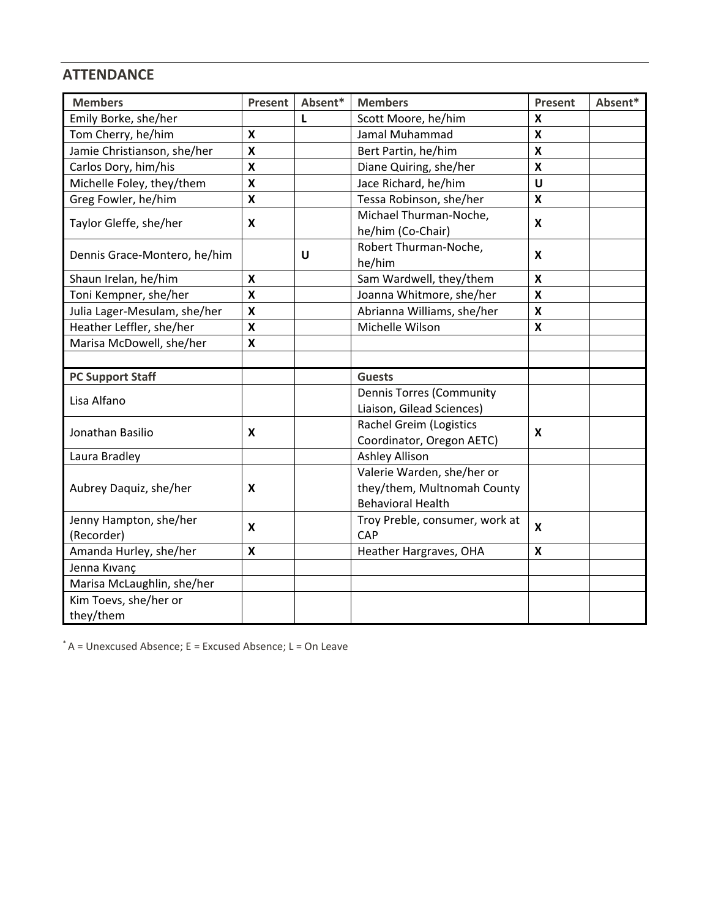## ATTENDANCE

| Members | Present | Absent* | Members | Present | Absent* |
|---|---|---|---|---|---|
| Emily Borke, she/her | | L | Scott Moore, he/him | X | |
| Tom Cherry, he/him | X | | Jamal Muhammad | X | |
| Jamie Christianson, she/her | X | | Bert Partin, he/him | X | |
| Carlos Dory, him/his | X | | Diane Quiring, she/her | X | |
| Michelle Foley, they/them | X | | Jace Richard, he/him | U | |
| Greg Fowler, he/him | X | | Tessa Robinson, she/her | X | |
| Taylor Gleffe, she/her | X | | Michael Thurman-Noche, he/him (Co-Chair) | X | |
| Dennis Grace-Montero, he/him | | U | Robert Thurman-Noche, he/him | X | |
| Shaun Irelan, he/him | X | | Sam Wardwell, they/them | X | |
| Toni Kempner, she/her | X | | Joanna Whitmore, she/her | X | |
| Julia Lager-Mesulam, she/her | X | | Abrianna Williams, she/her | X | |
| Heather Leffler, she/her | X | | Michelle Wilson | X | |
| Marisa McDowell, she/her | X | | | | |
| | | | | | |
| **PC Support Staff** | | | **Guests** | | |
| Lisa Alfano | | | Dennis Torres (Community Liaison, Gilead Sciences) | | |
| Jonathan Basilio | X | | Rachel Greim (Logistics Coordinator, Oregon AETC) | X | |
| Laura Bradley | | | Ashley Allison | | |
| Aubrey Daquiz, she/her | X | | Valerie Warden, she/her or they/them, Multnomah County Behavioral Health | | |
| Jenny Hampton, she/her (Recorder) | X | | Troy Preble, consumer, work at CAP | X | |
| Amanda Hurley, she/her | X | | Heather Hargraves, OHA | X | |
| Jenna Kıvanç | | | | | |
| Marisa McLaughlin, she/her | | | | | |
| Kim Toevs, she/her or they/them | | | | | |

* A = Unexcused Absence; E = Excused Absence; L = On Leave